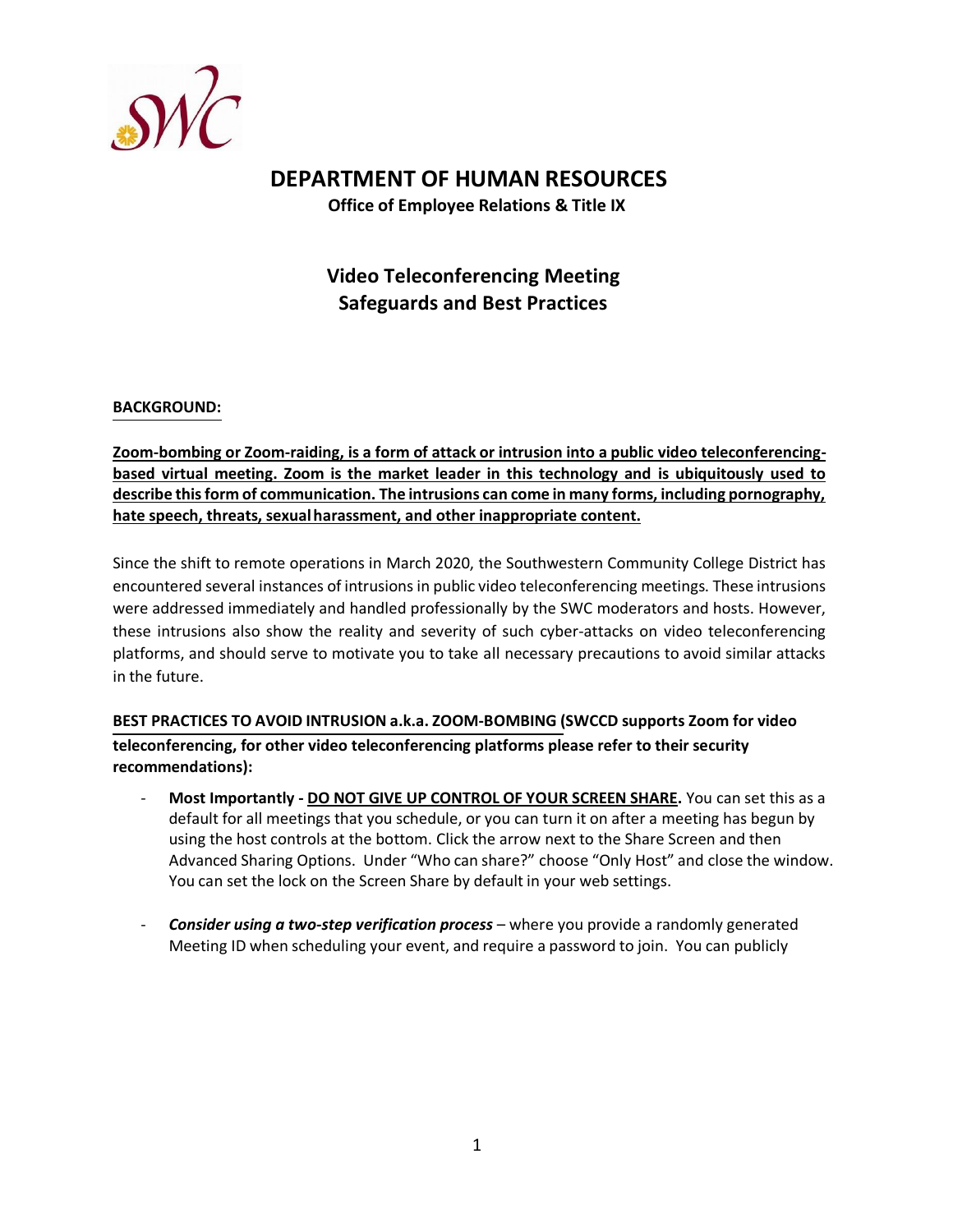# DEPARTMENT OF HUMAN RESOURCES

**Office of Employee Relations & Title IX**

## Video Teleconferencing Meeting Safeguards and Best Practices

**BACKGROUND:**

**Zoom-bombing or Zoom-raiding, is a form of attack or intrusion into a public video teleconferencing-based virtual meeting. Zoom is the market leader in this technology and is ubiquitously used to describe this form of communication. The intrusions can come in many forms, including pornography, hate speech, threats, sexual harassment, and other inappropriate content.**

Since the shift to remote operations in March 2020, the Southwestern Community College District has encountered several instances of intrusions in public video teleconferencing meetings. These intrusions were addressed immediately and handled professionally by the SWC moderators and hosts. However, these intrusions also show the reality and severity of such cyber-attacks on video teleconferencing platforms, and should serve to motivate you to take all necessary precautions to avoid similar attacks in the future.

**BEST PRACTICES TO AVOID INTRUSION a.k.a. ZOOM-BOMBING (SWCCD supports Zoom for video teleconferencing, for other video teleconferencing platforms please refer to their security recommendations):**

- **Most Importantly - DO NOT GIVE UP CONTROL OF YOUR SCREEN SHARE.** You can set this as a default for all meetings that you schedule, or you can turn it on after a meeting has begun by using the host controls at the bottom. Click the arrow next to the Share Screen and then Advanced Sharing Options. Under "Who can share?" choose "Only Host" and close the window. You can set the lock on the Screen Share by default in your web settings.

- ***Consider using a two-step verification process*** – where you provide a randomly generated Meeting ID when scheduling your event, and require a password to join. You can publicly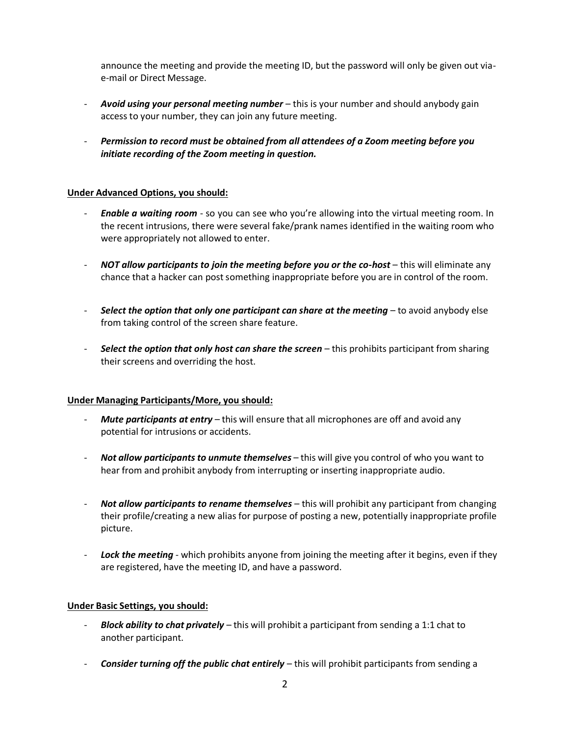announce the meeting and provide the meeting ID, but the password will only be given out via-e-mail or Direct Message.

- ***Avoid using your personal meeting number*** – this is your number and should anybody gain access to your number, they can join any future meeting.

- ***Permission to record must be obtained from all attendees of a Zoom meeting before you initiate recording of the Zoom meeting in question.***

**Under Advanced Options, you should:**

- ***Enable a waiting room*** - so you can see who you're allowing into the virtual meeting room. In the recent intrusions, there were several fake/prank names identified in the waiting room who were appropriately not allowed to enter.

- ***NOT allow participants to join the meeting before you or the co-host*** – this will eliminate any chance that a hacker can post something inappropriate before you are in control of the room.

- ***Select the option that only one participant can share at the meeting*** – to avoid anybody else from taking control of the screen share feature.

- ***Select the option that only host can share the screen*** – this prohibits participant from sharing their screens and overriding the host.

**Under Managing Participants/More, you should:**

- ***Mute participants at entry*** – this will ensure that all microphones are off and avoid any potential for intrusions or accidents.

- ***Not allow participants to unmute themselves*** – this will give you control of who you want to hear from and prohibit anybody from interrupting or inserting inappropriate audio.

- ***Not allow participants to rename themselves*** – this will prohibit any participant from changing their profile/creating a new alias for purpose of posting a new, potentially inappropriate profile picture.

- ***Lock the meeting*** - which prohibits anyone from joining the meeting after it begins, even if they are registered, have the meeting ID, and have a password.

**Under Basic Settings, you should:**

- ***Block ability to chat privately*** – this will prohibit a participant from sending a 1:1 chat to another participant.

- ***Consider turning off the public chat entirely*** – this will prohibit participants from sending a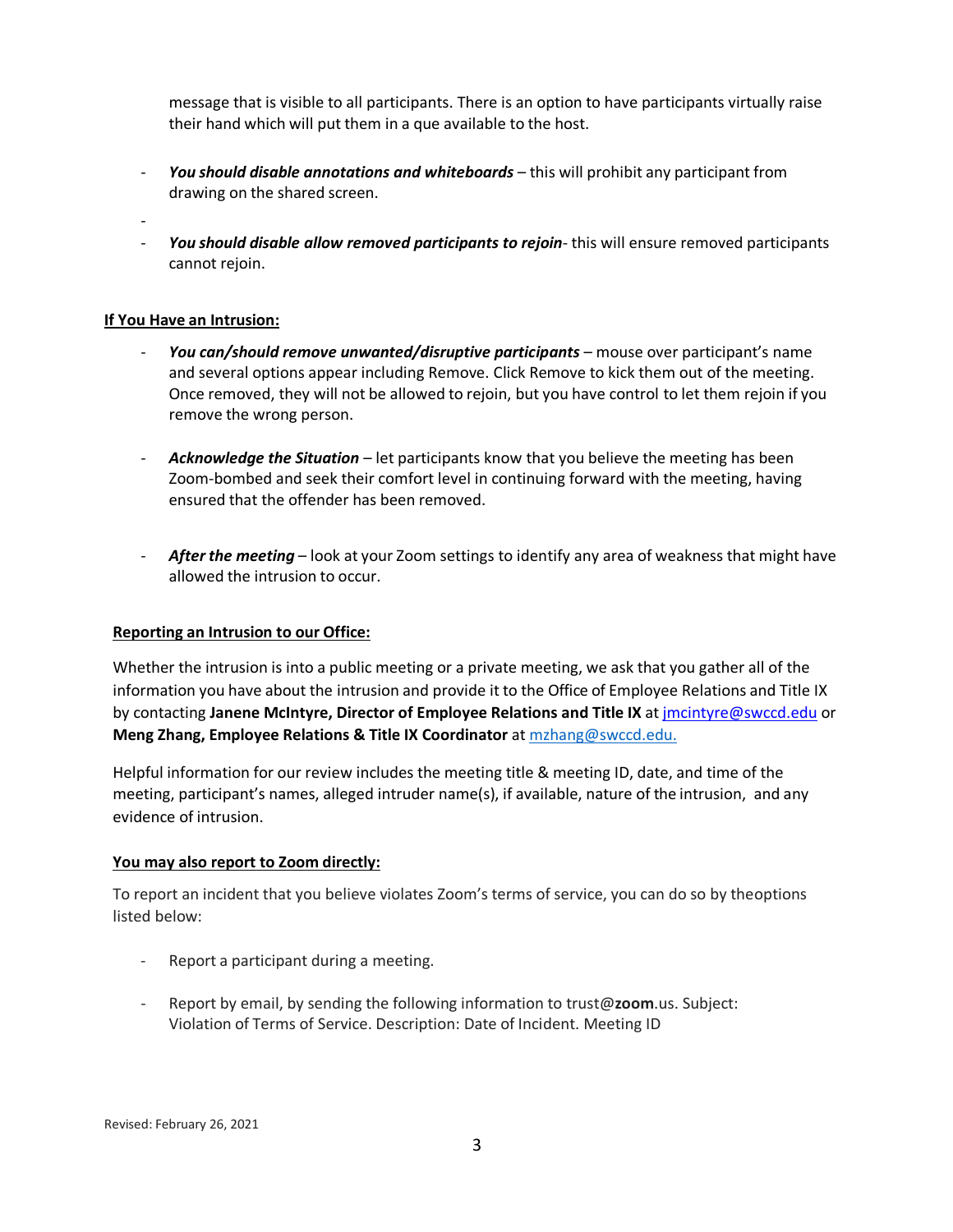message that is visible to all participants. There is an option to have participants virtually raise their hand which will put them in a que available to the host.

- ***You should disable annotations and whiteboards*** – this will prohibit any participant from drawing on the shared screen.
-
- ***You should disable allow removed participants to rejoin***- this will ensure removed participants cannot rejoin.

**<u>If You Have an Intrusion:</u>**

- ***You can/should remove unwanted/disruptive participants*** – mouse over participant's name and several options appear including Remove. Click Remove to kick them out of the meeting. Once removed, they will not be allowed to rejoin, but you have control to let them rejoin if you remove the wrong person.

- ***Acknowledge the Situation*** – let participants know that you believe the meeting has been Zoom-bombed and seek their comfort level in continuing forward with the meeting, having ensured that the offender has been removed.

- ***After the meeting*** – look at your Zoom settings to identify any area of weakness that might have allowed the intrusion to occur.

**<u>Reporting an Intrusion to our Office:</u>**

Whether the intrusion is into a public meeting or a private meeting, we ask that you gather all of the information you have about the intrusion and provide it to the Office of Employee Relations and Title IX by contacting **Janene McIntyre, Director of Employee Relations and Title IX** at jmcintyre@swccd.edu or **Meng Zhang, Employee Relations & Title IX Coordinator** at mzhang@swccd.edu.

Helpful information for our review includes the meeting title & meeting ID, date, and time of the meeting, participant's names, alleged intruder name(s), if available, nature of the intrusion, and any evidence of intrusion.

**<u>You may also report to Zoom directly:</u>**

To report an incident that you believe violates Zoom's terms of service, you can do so by theoptions listed below:

- Report a participant during a meeting.

- Report by email, by sending the following information to trust@**zoom**.us. Subject: Violation of Terms of Service. Description: Date of Incident. Meeting ID

Revised: February 26, 2021